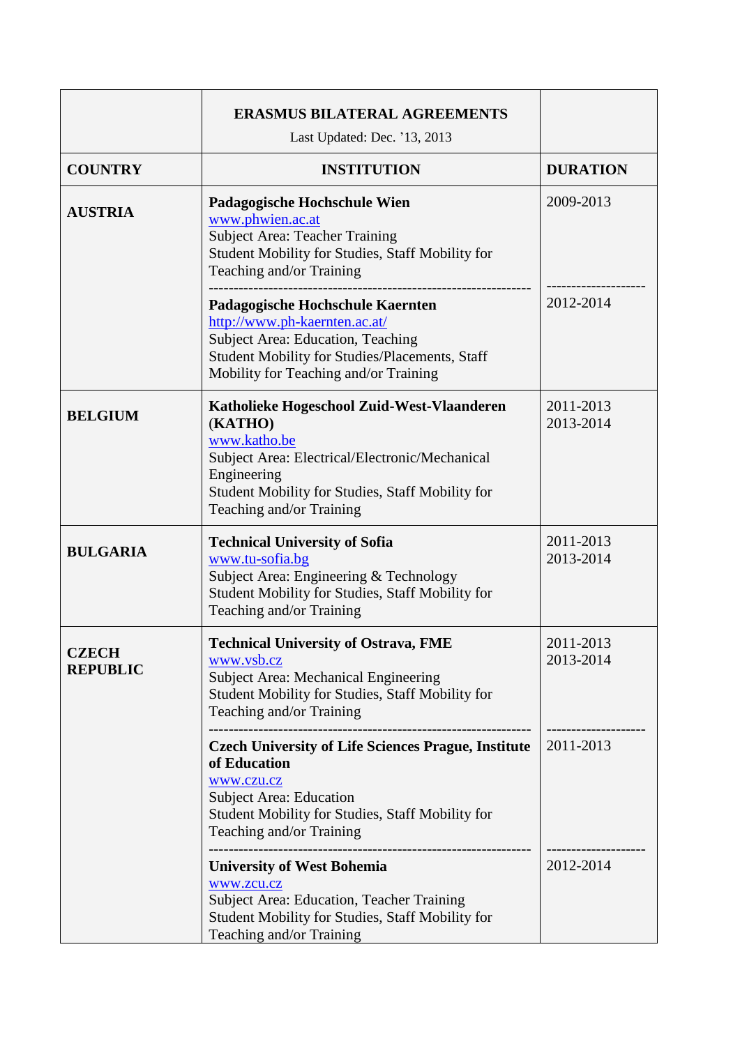| | **ERASMUS BILATERAL AGREEMENTS**<br>Last Updated: Dec. '13, 2013 | |
|---|---|---|
| **COUNTRY** | **INSTITUTION** | **DURATION** |
| **AUSTRIA** | **Padagogische Hochschule Wien**<br>www.phwien.ac.at<br>Subject Area: Teacher Training<br>Student Mobility for Studies, Staff Mobility for Teaching and/or Training<br>---------------------------------------------------------------<br>**Padagogische Hochschule Kaernten**<br>http://www.ph-kaernten.ac.at/<br>Subject Area: Education, Teaching<br>Student Mobility for Studies/Placements, Staff Mobility for Teaching and/or Training | 2009-2013<br>--------------------<br>2012-2014 |
| **BELGIUM** | **Katholieke Hogeschool Zuid-West-Vlaanderen** (**KATHO)**<br>www.katho.be<br>Subject Area: Electrical/Electronic/Mechanical Engineering<br>Student Mobility for Studies, Staff Mobility for Teaching and/or Training | 2011-2013<br>2013-2014 |
| **BULGARIA** | **Technical University of Sofia**<br>www.tu-sofia.bg<br>Subject Area: Engineering & Technology<br>Student Mobility for Studies, Staff Mobility for Teaching and/or Training | 2011-2013<br>2013-2014 |
| **CZECH REPUBLIC** | **Technical University of Ostrava, FME**<br>www.vsb.cz<br>Subject Area: Mechanical Engineering<br>Student Mobility for Studies, Staff Mobility for Teaching and/or Training<br>---------------------------------------------------------------<br>**Czech University of Life Sciences Prague, Institute of Education**<br>www.czu.cz<br>Subject Area: Education<br>Student Mobility for Studies, Staff Mobility for Teaching and/or Training<br>---------------------------------------------------------------<br>**University of West Bohemia**<br>www.zcu.cz<br>Subject Area: Education, Teacher Training<br>Student Mobility for Studies, Staff Mobility for Teaching and/or Training | 2011-2013<br>2013-2014<br>--------------------<br>2011-2013<br>--------------------<br>2012-2014 |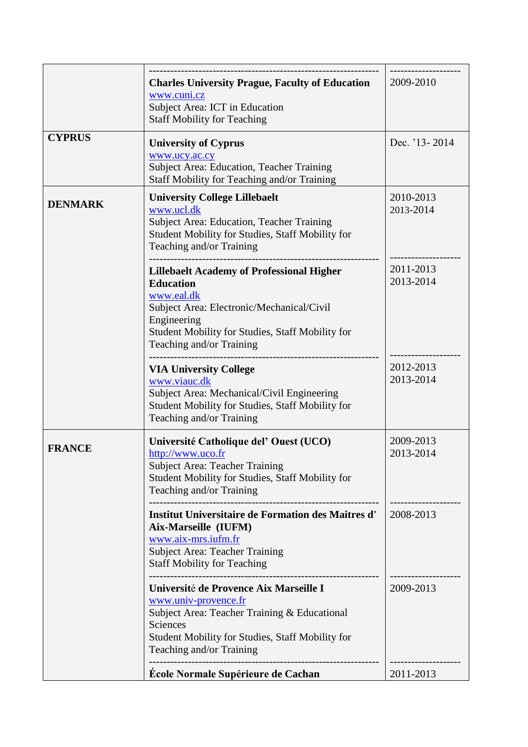| | | |
|---|---|---|
| | **Charles University Prague, Faculty of Education**<br>www.cuni.cz<br>Subject Area: ICT in Education<br>Staff Mobility for Teaching | 2009-2010 |
| **CYPRUS** | **University of Cyprus**<br>www.ucy.ac.cy<br>Subject Area: Education, Teacher Training<br>Staff Mobility for Teaching and/or Training | Dec. '13- 2014 |
| **DENMARK** | **University College Lillebaelt**<br>www.ucl.dk<br>Subject Area: Education, Teacher Training<br>Student Mobility for Studies, Staff Mobility for Teaching and/or Training | 2010-2013<br>2013-2014 |
| | **Lillebaelt Academy of Professional Higher Education**<br>www.eal.dk<br>Subject Area: Electronic/Mechanical/Civil Engineering<br>Student Mobility for Studies, Staff Mobility for Teaching and/or Training | 2011-2013<br>2013-2014 |
| | **VIA University College**<br>www.viauc.dk<br>Subject Area: Mechanical/Civil Engineering<br>Student Mobility for Studies, Staff Mobility for Teaching and/or Training | 2012-2013<br>2013-2014 |
| **FRANCE** | **Université Catholique del' Ouest (UCO)**<br>http://www.uco.fr<br>Subject Area: Teacher Training<br>Student Mobility for Studies, Staff Mobility for Teaching and/or Training | 2009-2013<br>2013-2014 |
| | **Institut Universitaire de Formation des Maitres d' Aix-Marseille (IUFM)**<br>www.aix-mrs.iufm.fr<br>Subject Area: Teacher Training<br>Staff Mobility for Teaching | 2008-2013 |
| | **Université de Provence Aix Marseille I**<br>www.univ-provence.fr<br>Subject Area: Teacher Training & Educational Sciences<br>Student Mobility for Studies, Staff Mobility for Teaching and/or Training | 2009-2013 |
| | **École Normale Supérieure de Cachan** | 2011-2013 |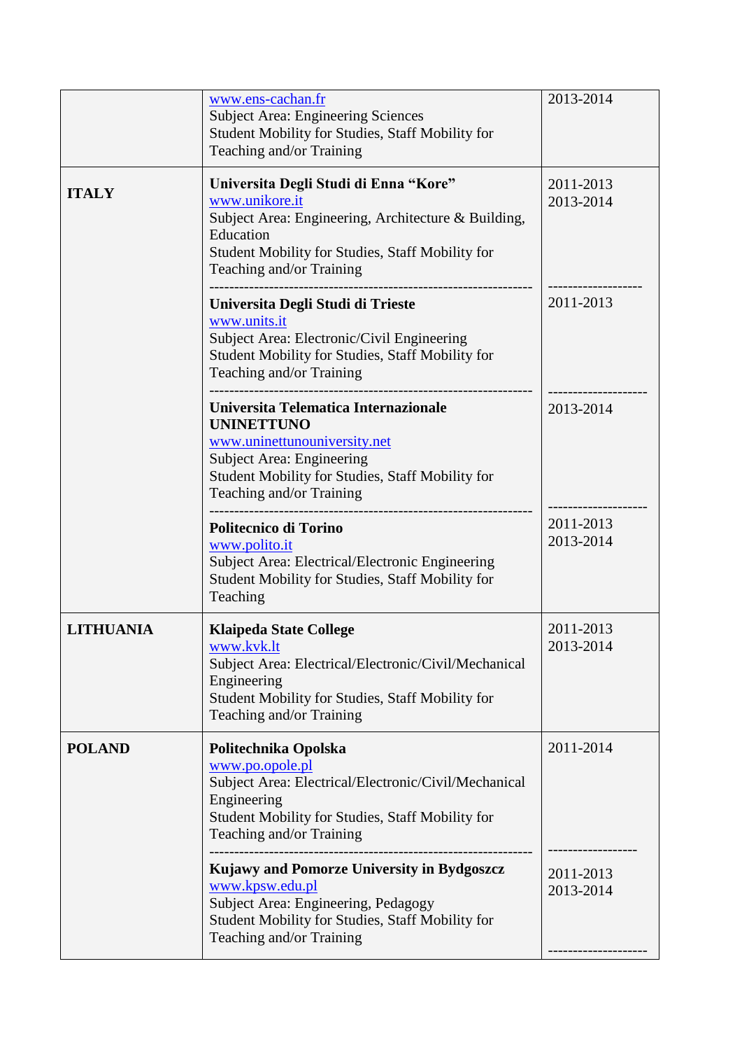| | | |
|---|---|---|
| | www.ens-cachan.fr<br>Subject Area: Engineering Sciences<br>Student Mobility for Studies, Staff Mobility for Teaching and/or Training | 2013-2014 |
| **ITALY** | **Universita Degli Studi di Enna "Kore"**<br>www.unikore.it<br>Subject Area: Engineering, Architecture & Building, Education<br>Student Mobility for Studies, Staff Mobility for Teaching and/or Training | 2011-2013<br>2013-2014 |
| | **Universita Degli Studi di Trieste**<br>www.units.it<br>Subject Area: Electronic/Civil Engineering<br>Student Mobility for Studies, Staff Mobility for Teaching and/or Training | 2011-2013 |
| | **Universita Telematica Internazionale UNINETTUNO**<br>www.uninettunouniversity.net<br>Subject Area: Engineering<br>Student Mobility for Studies, Staff Mobility for Teaching and/or Training | 2013-2014 |
| | **Politecnico di Torino**<br>www.polito.it<br>Subject Area: Electrical/Electronic Engineering<br>Student Mobility for Studies, Staff Mobility for Teaching | 2011-2013<br>2013-2014 |
| **LITHUANIA** | **Klaipeda State College**<br>www.kvk.lt<br>Subject Area: Electrical/Electronic/Civil/Mechanical Engineering<br>Student Mobility for Studies, Staff Mobility for Teaching and/or Training | 2011-2013<br>2013-2014 |
| **POLAND** | **Politechnika Opolska**<br>www.po.opole.pl<br>Subject Area: Electrical/Electronic/Civil/Mechanical Engineering<br>Student Mobility for Studies, Staff Mobility for Teaching and/or Training | 2011-2014 |
| | **Kujawy and Pomorze University in Bydgoszcz**<br>www.kpsw.edu.pl<br>Subject Area: Engineering, Pedagogy<br>Student Mobility for Studies, Staff Mobility for Teaching and/or Training | 2011-2013<br>2013-2014 |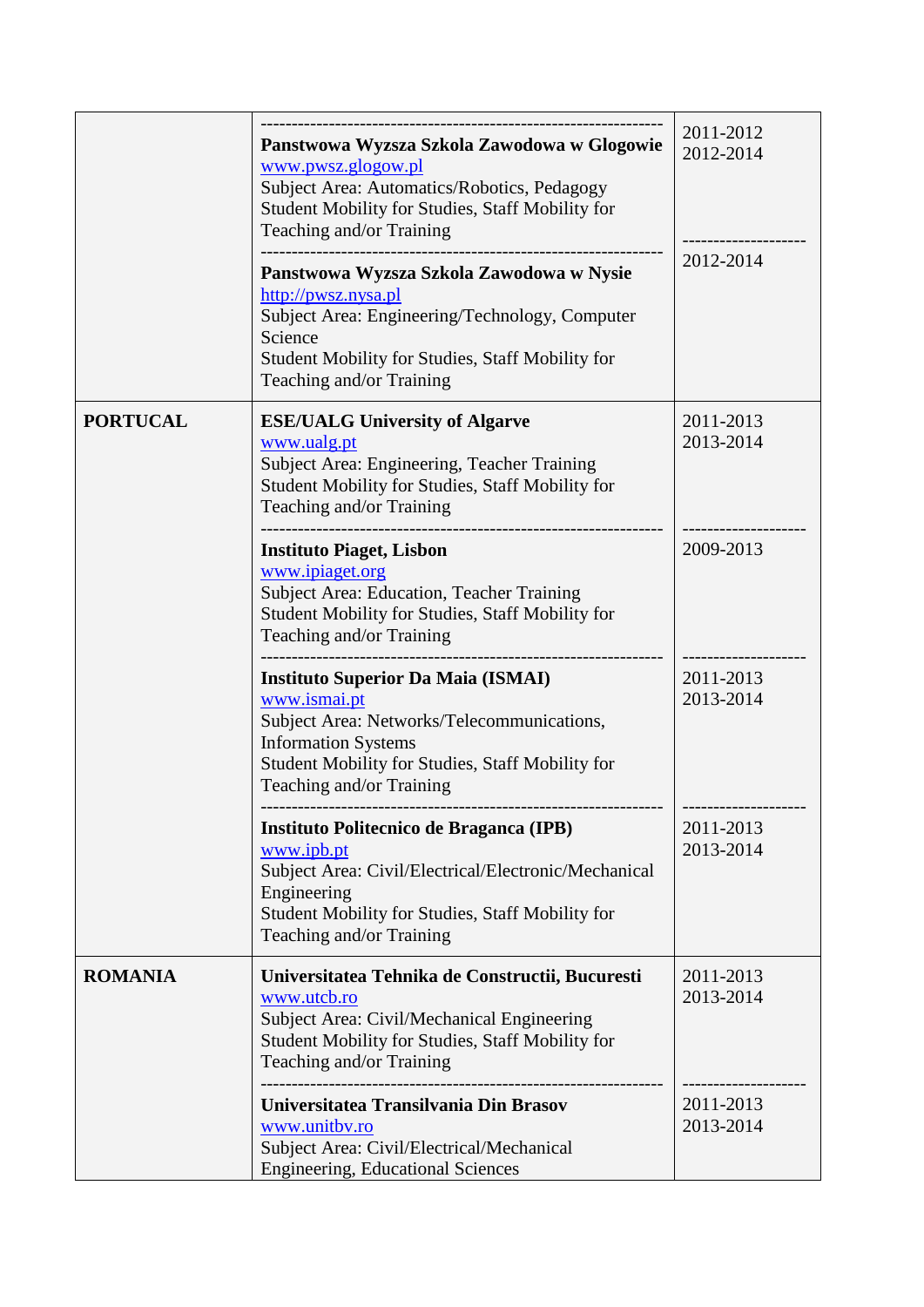| | | |
|---|---|---|
| | **Panstwowa Wyzsza Szkola Zawodowa w Glogowie**<br>www.pwsz.glogow.pl<br>Subject Area: Automatics/Robotics, Pedagogy<br>Student Mobility for Studies, Staff Mobility for Teaching and/or Training | 2011-2012<br>2012-2014 |
| | **Panstwowa Wyzsza Szkola Zawodowa w Nysie**<br>http://pwsz.nysa.pl<br>Subject Area: Engineering/Technology, Computer Science<br>Student Mobility for Studies, Staff Mobility for Teaching and/or Training | 2012-2014 |
| **PORTUCAL** | **ESE/UALG University of Algarve**<br>www.ualg.pt<br>Subject Area: Engineering, Teacher Training<br>Student Mobility for Studies, Staff Mobility for Teaching and/or Training | 2011-2013<br>2013-2014 |
| | **Instituto Piaget, Lisbon**<br>www.ipiaget.org<br>Subject Area: Education, Teacher Training<br>Student Mobility for Studies, Staff Mobility for Teaching and/or Training | 2009-2013 |
| | **Instituto Superior Da Maia (ISMAI)**<br>www.ismai.pt<br>Subject Area: Networks/Telecommunications, Information Systems<br>Student Mobility for Studies, Staff Mobility for Teaching and/or Training | 2011-2013<br>2013-2014 |
| | **Instituto Politecnico de Braganca (IPB)**<br>www.ipb.pt<br>Subject Area: Civil/Electrical/Electronic/Mechanical Engineering<br>Student Mobility for Studies, Staff Mobility for Teaching and/or Training | 2011-2013<br>2013-2014 |
| **ROMANIA** | **Universitatea Tehnika de Constructii, Bucuresti**<br>www.utcb.ro<br>Subject Area: Civil/Mechanical Engineering<br>Student Mobility for Studies, Staff Mobility for Teaching and/or Training | 2011-2013<br>2013-2014 |
| | **Universitatea Transilvania Din Brasov**<br>www.unitbv.ro<br>Subject Area: Civil/Electrical/Mechanical Engineering, Educational Sciences | 2011-2013<br>2013-2014 |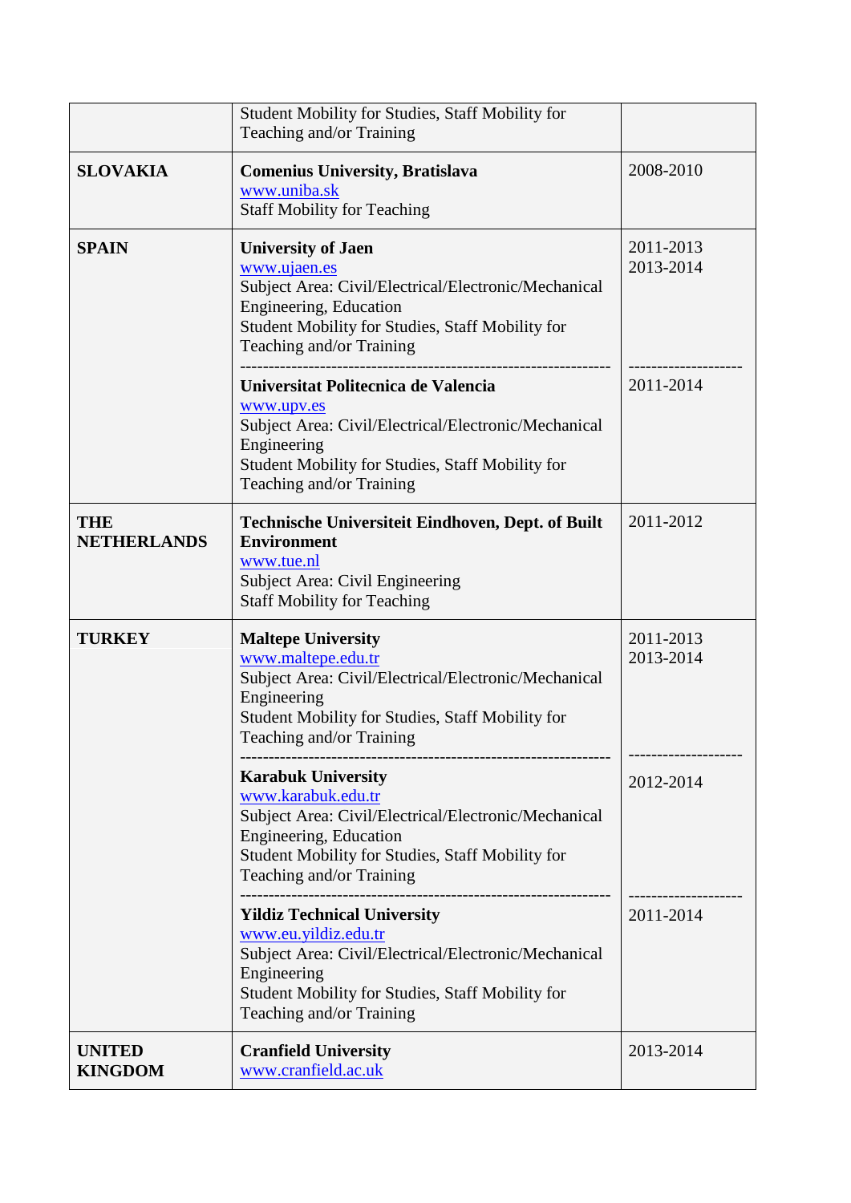| | | |
|---|---|---|
| | Student Mobility for Studies, Staff Mobility for Teaching and/or Training | |
| **SLOVAKIA** | **Comenius University, Bratislava**<br>www.uniba.sk<br>Staff Mobility for Teaching | 2008-2010 |
| **SPAIN** | **University of Jaen**<br>www.ujaen.es<br>Subject Area: Civil/Electrical/Electronic/Mechanical Engineering, Education<br>Student Mobility for Studies, Staff Mobility for Teaching and/or Training<br>-----------------------------------------------------------------<br>**Universitat Politecnica de Valencia**<br>www.upv.es<br>Subject Area: Civil/Electrical/Electronic/Mechanical Engineering<br>Student Mobility for Studies, Staff Mobility for Teaching and/or Training | 2011-2013<br>2013-2014<br>--------------------<br>2011-2014 |
| **THE NETHERLANDS** | **Technische Universiteit Eindhoven, Dept. of Built Environment**<br>www.tue.nl<br>Subject Area: Civil Engineering<br>Staff Mobility for Teaching | 2011-2012 |
| **TURKEY** | **Maltepe University**<br>www.maltepe.edu.tr<br>Subject Area: Civil/Electrical/Electronic/Mechanical Engineering<br>Student Mobility for Studies, Staff Mobility for Teaching and/or Training<br>-----------------------------------------------------------------<br>**Karabuk University**<br>www.karabuk.edu.tr<br>Subject Area: Civil/Electrical/Electronic/Mechanical Engineering, Education<br>Student Mobility for Studies, Staff Mobility for Teaching and/or Training<br>-----------------------------------------------------------------<br>**Yildiz Technical University**<br>www.eu.yildiz.edu.tr<br>Subject Area: Civil/Electrical/Electronic/Mechanical Engineering<br>Student Mobility for Studies, Staff Mobility for Teaching and/or Training | 2011-2013<br>2013-2014<br>--------------------<br>2012-2014<br>--------------------<br>2011-2014 |
| **UNITED KINGDOM** | **Cranfield University**<br>www.cranfield.ac.uk | 2013-2014 |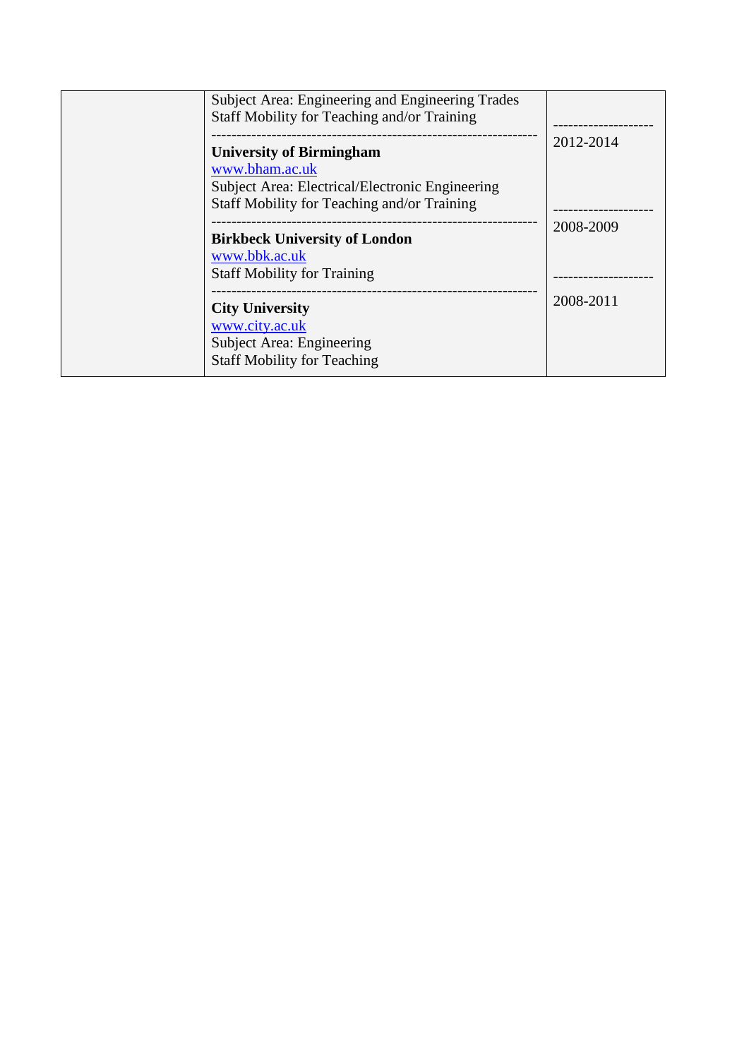| | | |
|---|---|---|
| | Subject Area: Engineering and Engineering Trades<br>Staff Mobility for Teaching and/or Training<br>------------------------------------------------------------------<br>**University of Birmingham**<br>www.bham.ac.uk<br>Subject Area: Electrical/Electronic Engineering<br>Staff Mobility for Teaching and/or Training<br>------------------------------------------------------------------<br>**Birkbeck University of London**<br>www.bbk.ac.uk<br>Staff Mobility for Training<br>------------------------------------------------------------------<br>**City University**<br>www.city.ac.uk<br>Subject Area: Engineering<br>Staff Mobility for Teaching | --------------------<br>2012-2014<br><br><br>--------------------<br>2008-2009<br><br>--------------------<br>2008-2011 |